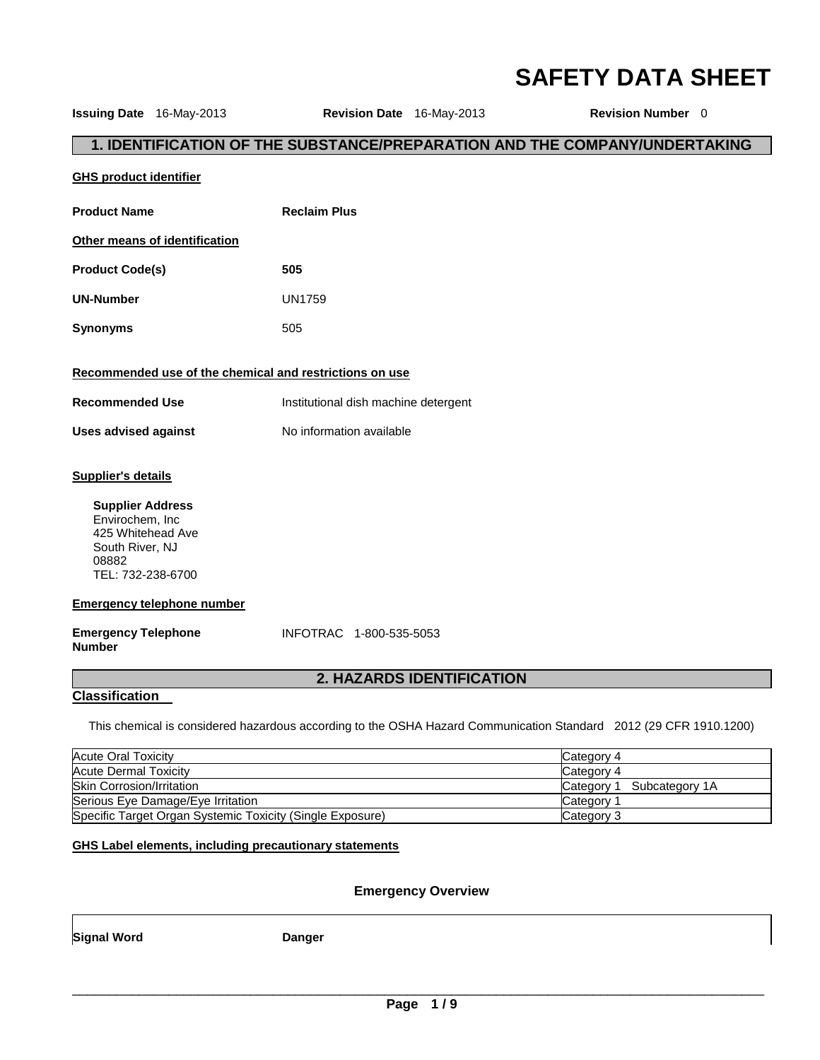# SAFETY DATA SHEET

**Issuing Date** 16-May-2013 **Revision Date** 16-May-2013 **Revision Number** 0

## 1. IDENTIFICATION OF THE SUBSTANCE/PREPARATION AND THE COMPANY/UNDERTAKING

**GHS product identifier**

**Product Name** **Reclaim Plus**

**Other means of identification**

**Product Code(s)** **505**

**UN-Number** UN1759

**Synonyms** 505

**Recommended use of the chemical and restrictions on use**

**Recommended Use** Institutional dish machine detergent

**Uses advised against** No information available

**Supplier's details**

**Supplier Address**
Envirochem, Inc
425 Whitehead Ave
South River, NJ
08882
TEL: 732-238-6700

**Emergency telephone number**

**Emergency Telephone Number** INFOTRAC 1-800-535-5053

## 2. HAZARDS IDENTIFICATION

**Classification**

This chemical is considered hazardous according to the OSHA Hazard Communication Standard 2012 (29 CFR 1910.1200)

| Hazard | Category |
|---|---|
| Acute Oral Toxicity | Category 4 |
| Acute Dermal Toxicity | Category 4 |
| Skin Corrosion/Irritation | Category 1 Subcategory 1A |
| Serious Eye Damage/Eye Irritation | Category 1 |
| Specific Target Organ Systemic Toxicity (Single Exposure) | Category 3 |

**GHS Label elements, including precautionary statements**

### Emergency Overview

**Signal Word** **Danger**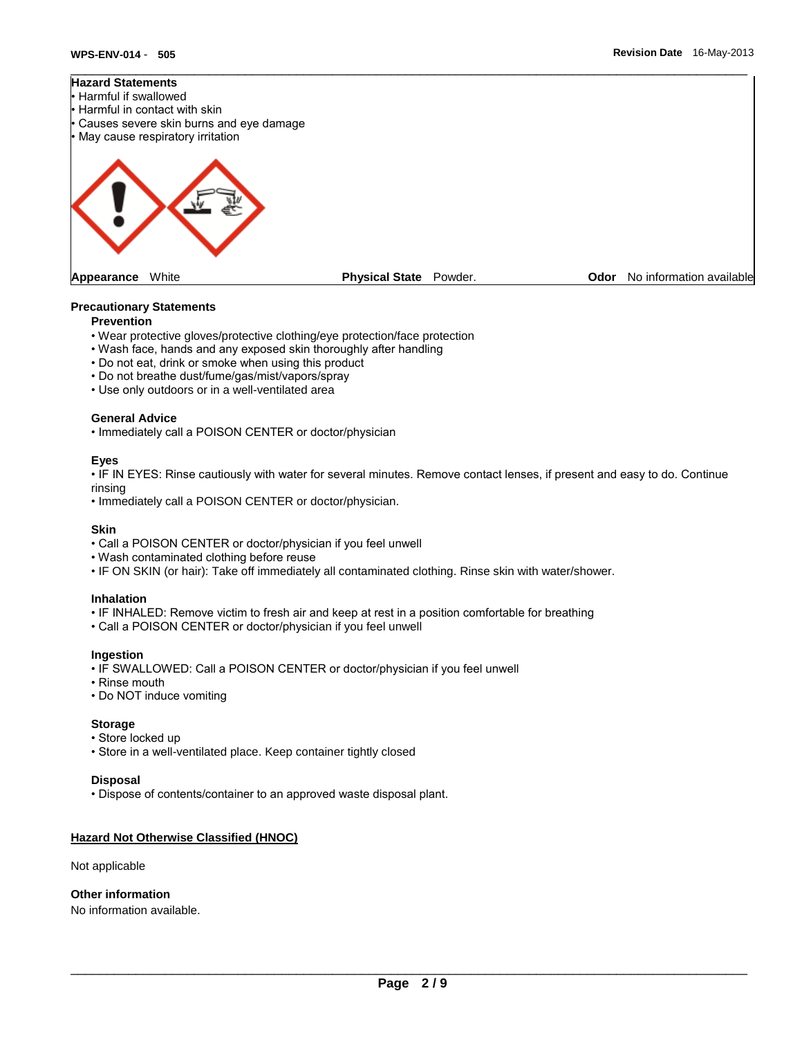**Hazard Statements**

- Harmful if swallowed
- Harmful in contact with skin
- Causes severe skin burns and eye damage
- May cause respiratory irritation

**Appearance** White **Physical State** Powder. **Odor** No information available

### Precautionary Statements

**Prevention**

- Wear protective gloves/protective clothing/eye protection/face protection
- Wash face, hands and any exposed skin thoroughly after handling
- Do not eat, drink or smoke when using this product
- Do not breathe dust/fume/gas/mist/vapors/spray
- Use only outdoors or in a well-ventilated area

**General Advice**

- Immediately call a POISON CENTER or doctor/physician

**Eyes**

- IF IN EYES: Rinse cautiously with water for several minutes. Remove contact lenses, if present and easy to do. Continue rinsing
- Immediately call a POISON CENTER or doctor/physician.

**Skin**

- Call a POISON CENTER or doctor/physician if you feel unwell
- Wash contaminated clothing before reuse
- IF ON SKIN (or hair): Take off immediately all contaminated clothing. Rinse skin with water/shower.

**Inhalation**

- IF INHALED: Remove victim to fresh air and keep at rest in a position comfortable for breathing
- Call a POISON CENTER or doctor/physician if you feel unwell

**Ingestion**

- IF SWALLOWED: Call a POISON CENTER or doctor/physician if you feel unwell
- Rinse mouth
- Do NOT induce vomiting

**Storage**

- Store locked up
- Store in a well-ventilated place. Keep container tightly closed

**Disposal**

- Dispose of contents/container to an approved waste disposal plant.

### Hazard Not Otherwise Classified (HNOC)

Not applicable

### Other information

No information available.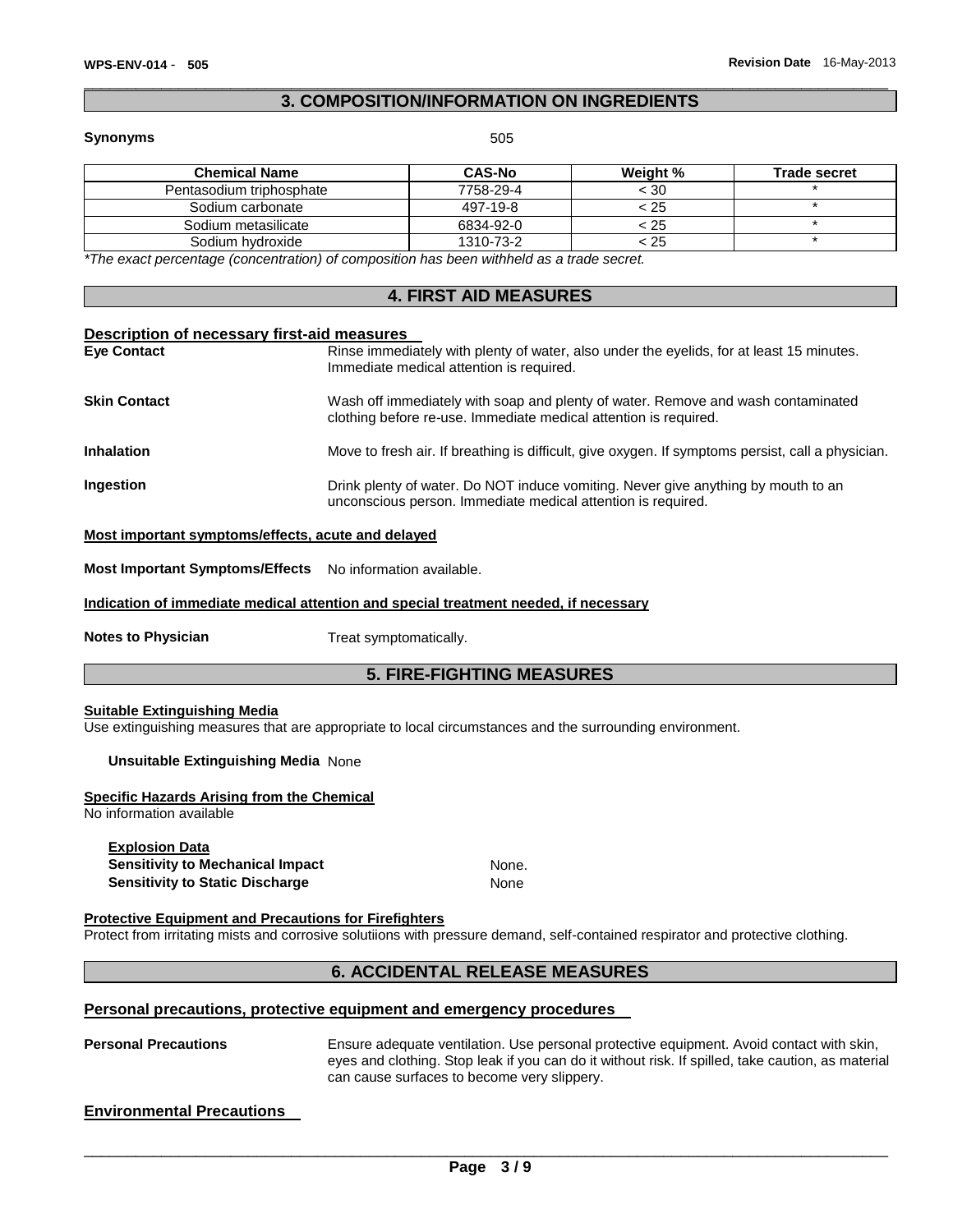## 3. COMPOSITION/INFORMATION ON INGREDIENTS

**Synonyms** 505

| Chemical Name | CAS-No | Weight % | Trade secret |
|---|---|---|---|
| Pentasodium triphosphate | 7758-29-4 | < 30 | * |
| Sodium carbonate | 497-19-8 | < 25 | * |
| Sodium metasilicate | 6834-92-0 | < 25 | * |
| Sodium hydroxide | 1310-73-2 | < 25 | * |

*\*The exact percentage (concentration) of composition has been withheld as a trade secret.*

## 4. FIRST AID MEASURES

### Description of necessary first-aid measures

**Eye Contact** Rinse immediately with plenty of water, also under the eyelids, for at least 15 minutes. Immediate medical attention is required.

**Skin Contact** Wash off immediately with soap and plenty of water. Remove and wash contaminated clothing before re-use. Immediate medical attention is required.

**Inhalation** Move to fresh air. If breathing is difficult, give oxygen. If symptoms persist, call a physician.

**Ingestion** Drink plenty of water. Do NOT induce vomiting. Never give anything by mouth to an unconscious person. Immediate medical attention is required.

### Most important symptoms/effects, acute and delayed

**Most Important Symptoms/Effects** No information available.

### Indication of immediate medical attention and special treatment needed, if necessary

**Notes to Physician** Treat symptomatically.

## 5. FIRE-FIGHTING MEASURES

### Suitable Extinguishing Media

Use extinguishing measures that are appropriate to local circumstances and the surrounding environment.

**Unsuitable Extinguishing Media** None

### Specific Hazards Arising from the Chemical

No information available

**Explosion Data**

**Sensitivity to Mechanical Impact** None.

**Sensitivity to Static Discharge** None

### Protective Equipment and Precautions for Firefighters

Protect from irritating mists and corrosive solutiions with pressure demand, self-contained respirator and protective clothing.

## 6. ACCIDENTAL RELEASE MEASURES

### Personal precautions, protective equipment and emergency procedures

**Personal Precautions** Ensure adequate ventilation. Use personal protective equipment. Avoid contact with skin, eyes and clothing. Stop leak if you can do it without risk. If spilled, take caution, as material can cause surfaces to become very slippery.

### Environmental Precautions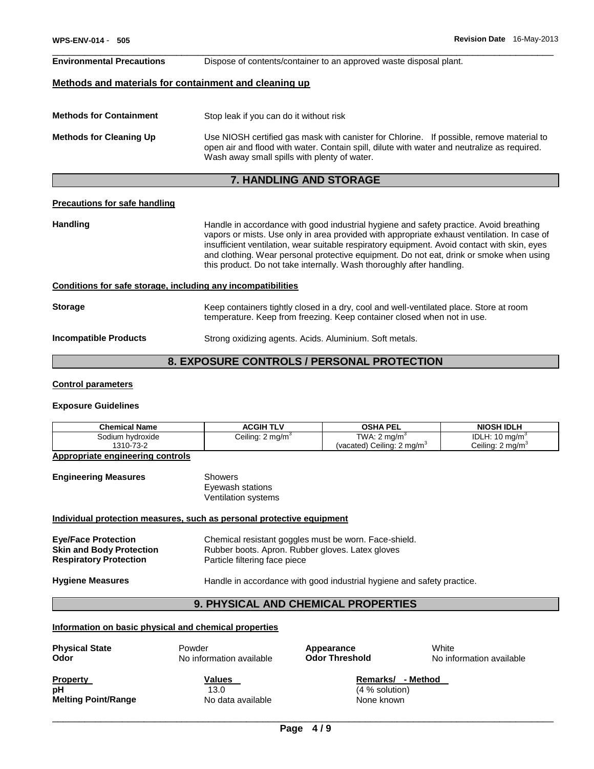**Environmental Precautions** Dispose of contents/container to an approved waste disposal plant.

**Methods and materials for containment and cleaning up**

**Methods for Containment** Stop leak if you can do it without risk

**Methods for Cleaning Up** Use NIOSH certified gas mask with canister for Chlorine. If possible, remove material to open air and flood with water. Contain spill, dilute with water and neutralize as required. Wash away small spills with plenty of water.

## 7. HANDLING AND STORAGE

**Precautions for safe handling**

**Handling** Handle in accordance with good industrial hygiene and safety practice. Avoid breathing vapors or mists. Use only in area provided with appropriate exhaust ventilation. In case of insufficient ventilation, wear suitable respiratory equipment. Avoid contact with skin, eyes and clothing. Wear personal protective equipment. Do not eat, drink or smoke when using this product. Do not take internally. Wash thoroughly after handling.

**Conditions for safe storage, including any incompatibilities**

**Storage** Keep containers tightly closed in a dry, cool and well-ventilated place. Store at room temperature. Keep from freezing. Keep container closed when not in use.

**Incompatible Products** Strong oxidizing agents. Acids. Aluminium. Soft metals.

## 8. EXPOSURE CONTROLS / PERSONAL PROTECTION

**Control parameters**

**Exposure Guidelines**

| Chemical Name | ACGIH TLV | OSHA PEL | NIOSH IDLH |
|---|---|---|---|
| Sodium hydroxide 1310-73-2 | Ceiling: 2 mg/m$^3$ | TWA: 2 mg/m$^3$ (vacated) Ceiling: 2 mg/m$^3$ | IDLH: 10 mg/m$^3$ Ceiling: 2 mg/m$^3$ |

**Appropriate engineering controls**

**Engineering Measures** Showers
Eyewash stations
Ventilation systems

**Individual protection measures, such as personal protective equipment**

**Eye/Face Protection** Chemical resistant goggles must be worn. Face-shield.
**Skin and Body Protection** Rubber boots. Apron. Rubber gloves. Latex gloves
**Respiratory Protection** Particle filtering face piece

**Hygiene Measures** Handle in accordance with good industrial hygiene and safety practice.

## 9. PHYSICAL AND CHEMICAL PROPERTIES

**Information on basic physical and chemical properties**

**Physical State** Powder
**Appearance** White
**Odor** No information available
**Odor Threshold** No information available

| Property | Values | Remarks/ - Method |
|---|---|---|
| **pH** | 13.0 | (4 % solution) |
| **Melting Point/Range** | No data available | None known |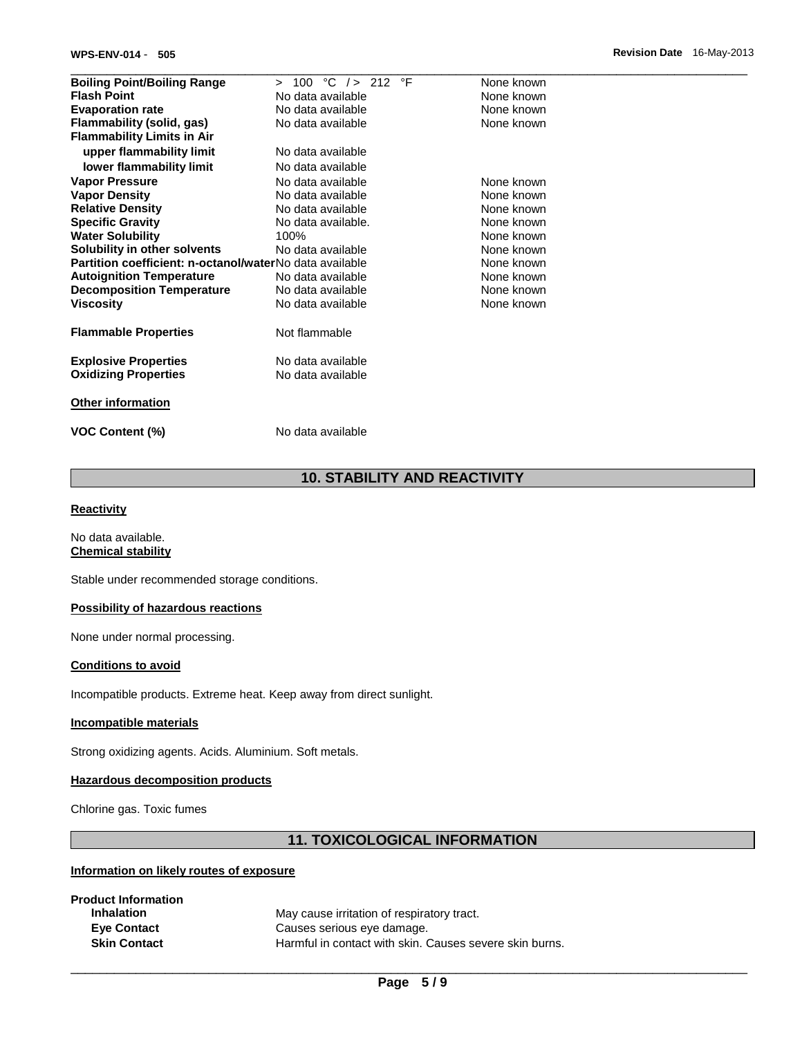| Property | Value | Remarks |
| --- | --- | --- |
| **Boiling Point/Boiling Range** | > 100 °C / > 212 °F | None known |
| **Flash Point** | No data available | None known |
| **Evaporation rate** | No data available | None known |
| **Flammability (solid, gas)** | No data available | None known |
| **Flammability Limits in Air** | | |
| **upper flammability limit** | No data available | |
| **lower flammability limit** | No data available | |
| **Vapor Pressure** | No data available | None known |
| **Vapor Density** | No data available | None known |
| **Relative Density** | No data available | None known |
| **Specific Gravity** | No data available. | None known |
| **Water Solubility** | 100% | None known |
| **Solubility in other solvents** | No data available | None known |
| **Partition coefficient: n-octanol/water** | No data available | None known |
| **Autoignition Temperature** | No data available | None known |
| **Decomposition Temperature** | No data available | None known |
| **Viscosity** | No data available | None known |
| **Flammable Properties** | Not flammable | |
| **Explosive Properties** | No data available | |
| **Oxidizing Properties** | No data available | |

**Other information**

**VOC Content (%)** No data available

## 10. STABILITY AND REACTIVITY

**Reactivity**

No data available.

**Chemical stability**

Stable under recommended storage conditions.

**Possibility of hazardous reactions**

None under normal processing.

**Conditions to avoid**

Incompatible products. Extreme heat. Keep away from direct sunlight.

**Incompatible materials**

Strong oxidizing agents. Acids. Aluminium. Soft metals.

**Hazardous decomposition products**

Chlorine gas. Toxic fumes

## 11. TOXICOLOGICAL INFORMATION

**Information on likely routes of exposure**

**Product Information**

| | |
| --- | --- |
| **Inhalation** | May cause irritation of respiratory tract. |
| **Eye Contact** | Causes serious eye damage. |
| **Skin Contact** | Harmful in contact with skin. Causes severe skin burns. |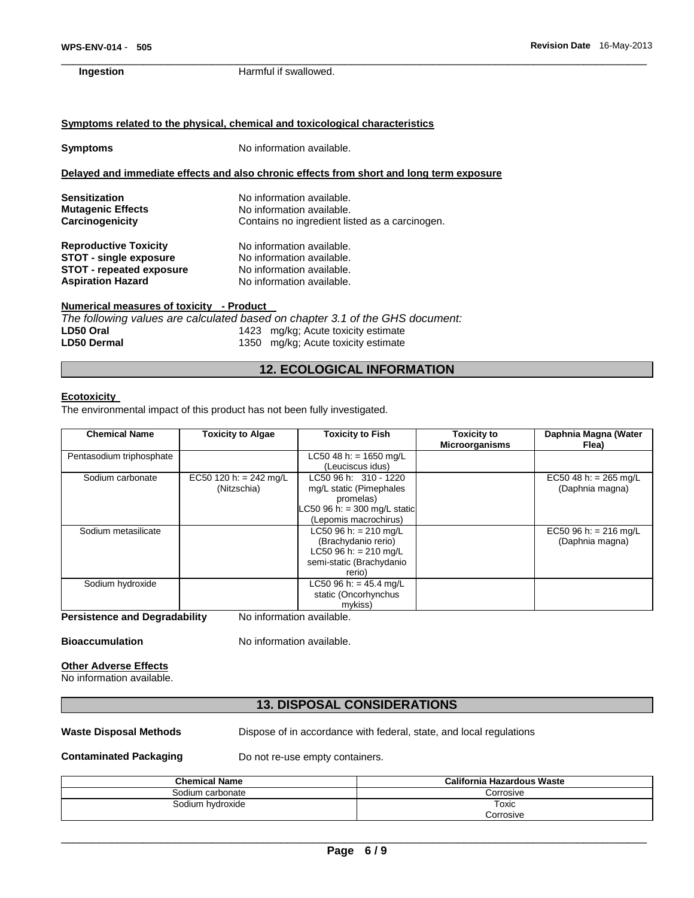**Ingestion** Harmful if swallowed.

**Symptoms related to the physical, chemical and toxicological characteristics**

**Symptoms** No information available.

**Delayed and immediate effects and also chronic effects from short and long term exposure**

**Sensitization** No information available.
**Mutagenic Effects** No information available.
**Carcinogenicity** Contains no ingredient listed as a carcinogen.

**Reproductive Toxicity** No information available.
**STOT - single exposure** No information available.
**STOT - repeated exposure** No information available.
**Aspiration Hazard** No information available.

**Numerical measures of toxicity - Product**

*The following values are calculated based on chapter 3.1 of the GHS document:*
**LD50 Oral** 1423 mg/kg; Acute toxicity estimate
**LD50 Dermal** 1350 mg/kg; Acute toxicity estimate

## 12. ECOLOGICAL INFORMATION

**Ecotoxicity**

The environmental impact of this product has not been fully investigated.

| Chemical Name | Toxicity to Algae | Toxicity to Fish | Toxicity to Microorganisms | Daphnia Magna (Water Flea) |
|---|---|---|---|---|
| Pentasodium triphosphate | | LC50 48 h: = 1650 mg/L (Leuciscus idus) | | |
| Sodium carbonate | EC50 120 h: = 242 mg/L (Nitzschia) | LC50 96 h: 310 - 1220 mg/L static (Pimephales promelas) LC50 96 h: = 300 mg/L static (Lepomis macrochirus) | | EC50 48 h: = 265 mg/L (Daphnia magna) |
| Sodium metasilicate | | LC50 96 h: = 210 mg/L (Brachydanio rerio) LC50 96 h: = 210 mg/L semi-static (Brachydanio rerio) | | EC50 96 h: = 216 mg/L (Daphnia magna) |
| Sodium hydroxide | | LC50 96 h: = 45.4 mg/L static (Oncorhynchus mykiss) | | |

**Persistence and Degradability** No information available.

**Bioaccumulation** No information available.

**Other Adverse Effects**

No information available.

## 13. DISPOSAL CONSIDERATIONS

**Waste Disposal Methods** Dispose of in accordance with federal, state, and local regulations

**Contaminated Packaging** Do not re-use empty containers.

| Chemical Name | California Hazardous Waste |
|---|---|
| Sodium carbonate | Corrosive |
| Sodium hydroxide | Toxic Corrosive |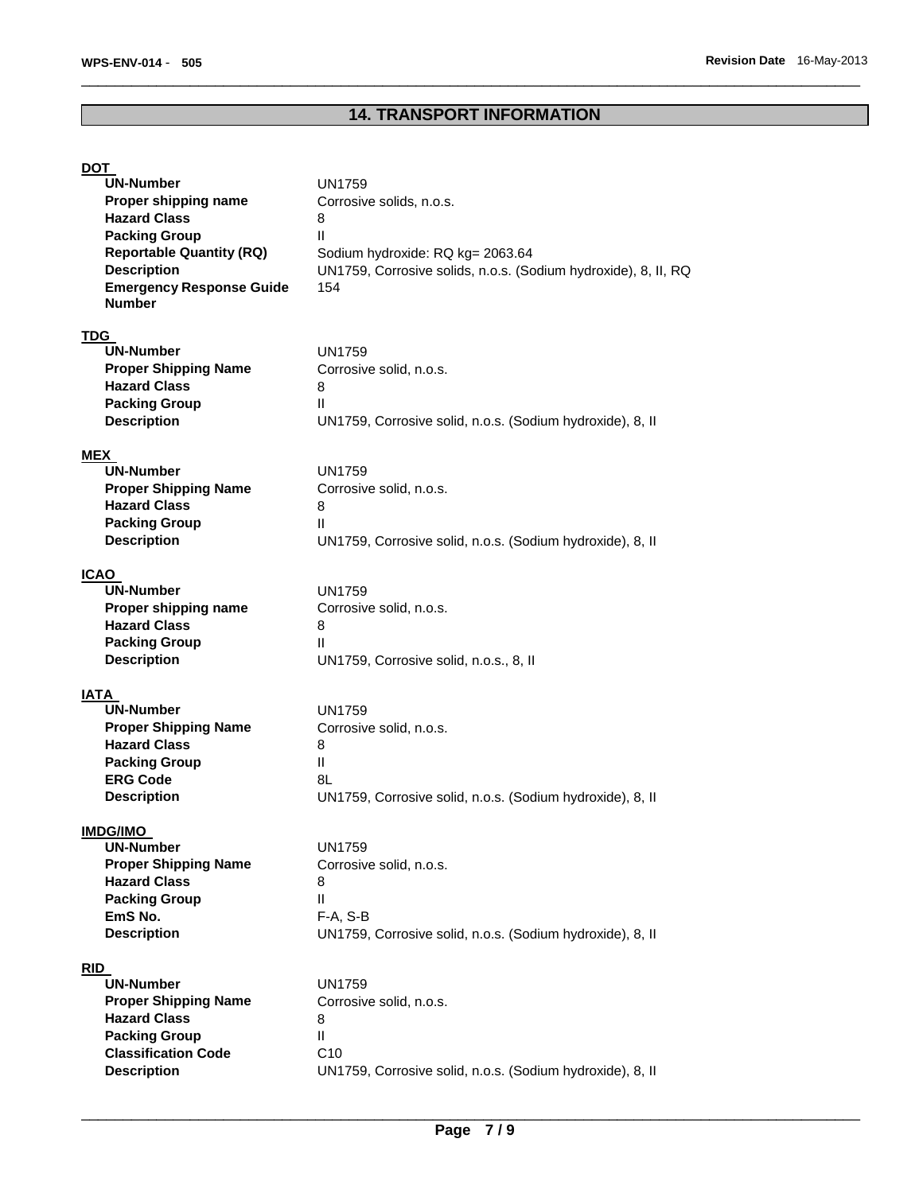## 14. TRANSPORT INFORMATION

**DOT**

| | |
|---|---|
| **UN-Number** | UN1759 |
| **Proper shipping name** | Corrosive solids, n.o.s. |
| **Hazard Class** | 8 |
| **Packing Group** | II |
| **Reportable Quantity (RQ)** | Sodium hydroxide: RQ kg= 2063.64 |
| **Description** | UN1759, Corrosive solids, n.o.s. (Sodium hydroxide), 8, II, RQ |
| **Emergency Response Guide Number** | 154 |

**TDG**

| | |
|---|---|
| **UN-Number** | UN1759 |
| **Proper Shipping Name** | Corrosive solid, n.o.s. |
| **Hazard Class** | 8 |
| **Packing Group** | II |
| **Description** | UN1759, Corrosive solid, n.o.s. (Sodium hydroxide), 8, II |

**MEX**

| | |
|---|---|
| **UN-Number** | UN1759 |
| **Proper Shipping Name** | Corrosive solid, n.o.s. |
| **Hazard Class** | 8 |
| **Packing Group** | II |
| **Description** | UN1759, Corrosive solid, n.o.s. (Sodium hydroxide), 8, II |

**ICAO**

| | |
|---|---|
| **UN-Number** | UN1759 |
| **Proper shipping name** | Corrosive solid, n.o.s. |
| **Hazard Class** | 8 |
| **Packing Group** | II |
| **Description** | UN1759, Corrosive solid, n.o.s., 8, II |

**IATA**

| | |
|---|---|
| **UN-Number** | UN1759 |
| **Proper Shipping Name** | Corrosive solid, n.o.s. |
| **Hazard Class** | 8 |
| **Packing Group** | II |
| **ERG Code** | 8L |
| **Description** | UN1759, Corrosive solid, n.o.s. (Sodium hydroxide), 8, II |

**IMDG/IMO**

| | |
|---|---|
| **UN-Number** | UN1759 |
| **Proper Shipping Name** | Corrosive solid, n.o.s. |
| **Hazard Class** | 8 |
| **Packing Group** | II |
| **EmS No.** | F-A, S-B |
| **Description** | UN1759, Corrosive solid, n.o.s. (Sodium hydroxide), 8, II |

**RID**

| | |
|---|---|
| **UN-Number** | UN1759 |
| **Proper Shipping Name** | Corrosive solid, n.o.s. |
| **Hazard Class** | 8 |
| **Packing Group** | II |
| **Classification Code** | C10 |
| **Description** | UN1759, Corrosive solid, n.o.s. (Sodium hydroxide), 8, II |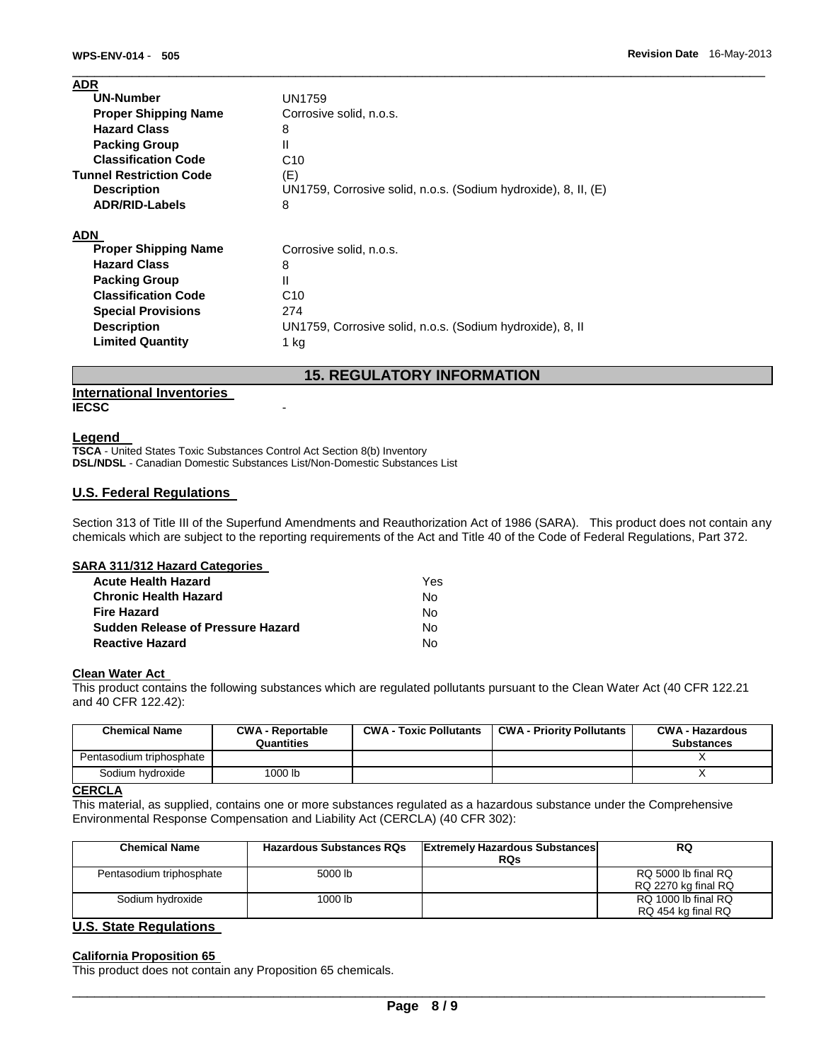**ADR**

| | |
|---|---|
| **UN-Number** | UN1759 |
| **Proper Shipping Name** | Corrosive solid, n.o.s. |
| **Hazard Class** | 8 |
| **Packing Group** | II |
| **Classification Code** | C10 |
| **Tunnel Restriction Code** | (E) |
| **Description** | UN1759, Corrosive solid, n.o.s. (Sodium hydroxide), 8, II, (E) |
| **ADR/RID-Labels** | 8 |

**ADN**

| | |
|---|---|
| **Proper Shipping Name** | Corrosive solid, n.o.s. |
| **Hazard Class** | 8 |
| **Packing Group** | II |
| **Classification Code** | C10 |
| **Special Provisions** | 274 |
| **Description** | UN1759, Corrosive solid, n.o.s. (Sodium hydroxide), 8, II |
| **Limited Quantity** | 1 kg |

## 15. REGULATORY INFORMATION

**International Inventories**

**IECSC** -

**Legend**

**TSCA** - United States Toxic Substances Control Act Section 8(b) Inventory
**DSL/NDSL** - Canadian Domestic Substances List/Non-Domestic Substances List

**U.S. Federal Regulations**

Section 313 of Title III of the Superfund Amendments and Reauthorization Act of 1986 (SARA). This product does not contain any chemicals which are subject to the reporting requirements of the Act and Title 40 of the Code of Federal Regulations, Part 372.

**SARA 311/312 Hazard Categories**

| | |
|---|---|
| **Acute Health Hazard** | Yes |
| **Chronic Health Hazard** | No |
| **Fire Hazard** | No |
| **Sudden Release of Pressure Hazard** | No |
| **Reactive Hazard** | No |

**Clean Water Act**

This product contains the following substances which are regulated pollutants pursuant to the Clean Water Act (40 CFR 122.21 and 40 CFR 122.42):

| Chemical Name | CWA - Reportable Quantities | CWA - Toxic Pollutants | CWA - Priority Pollutants | CWA - Hazardous Substances |
|---|---|---|---|---|
| Pentasodium triphosphate | | | | X |
| Sodium hydroxide | 1000 lb | | | X |

**CERCLA**

This material, as supplied, contains one or more substances regulated as a hazardous substance under the Comprehensive Environmental Response Compensation and Liability Act (CERCLA) (40 CFR 302):

| Chemical Name | Hazardous Substances RQs | Extremely Hazardous Substances RQs | RQ |
|---|---|---|---|
| Pentasodium triphosphate | 5000 lb | | RQ 5000 lb final RQ<br>RQ 2270 kg final RQ |
| Sodium hydroxide | 1000 lb | | RQ 1000 lb final RQ<br>RQ 454 kg final RQ |

**U.S. State Regulations**

**California Proposition 65**

This product does not contain any Proposition 65 chemicals.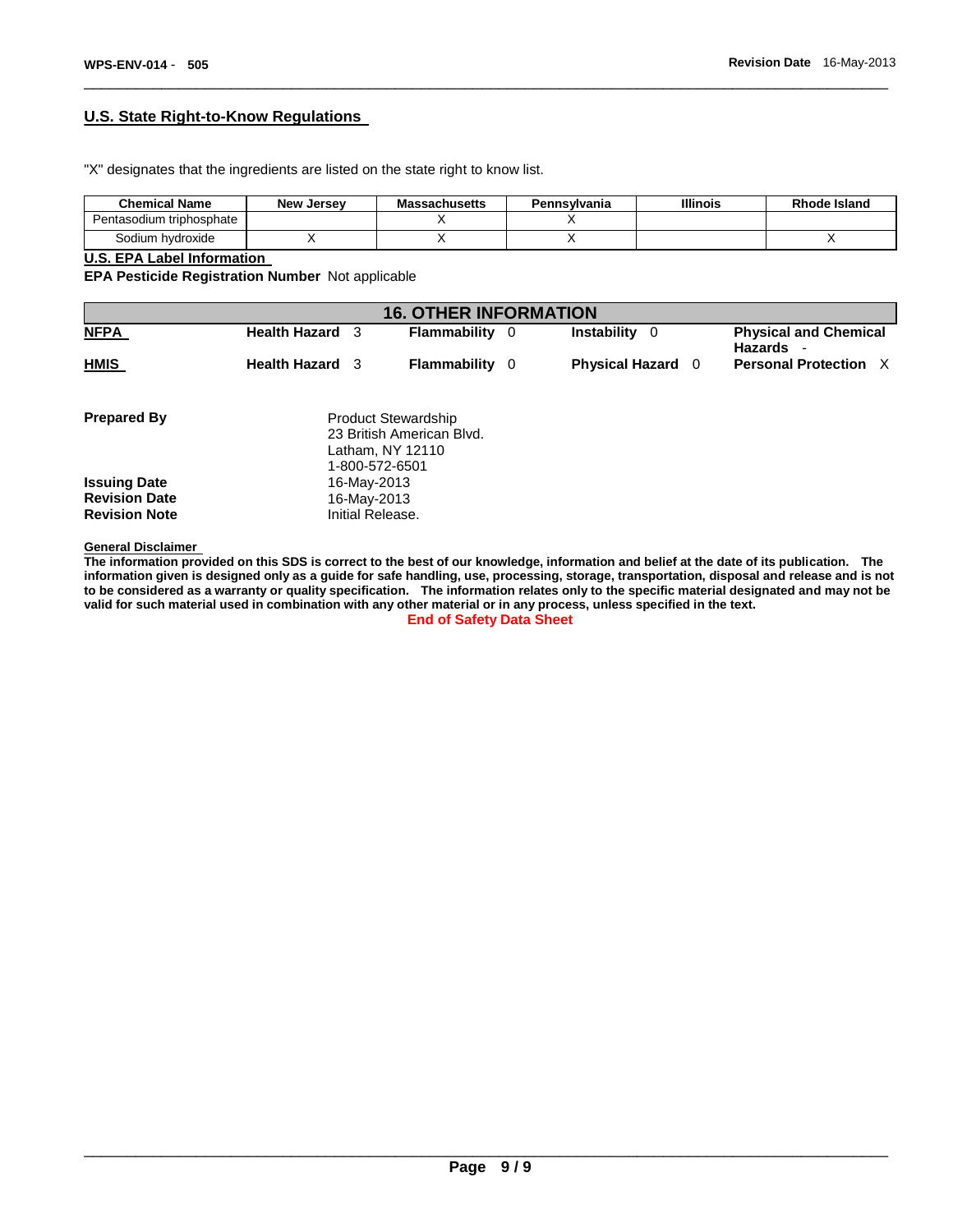## U.S. State Right-to-Know Regulations

"X" designates that the ingredients are listed on the state right to know list.

| Chemical Name | New Jersey | Massachusetts | Pennsylvania | Illinois | Rhode Island |
|---|---|---|---|---|---|
| Pentasodium triphosphate | | X | X | | |
| Sodium hydroxide | X | X | X | | X |

**U.S. EPA Label Information**

**EPA Pesticide Registration Number** Not applicable

## 16. OTHER INFORMATION

| | | | | |
|---|---|---|---|---|
| **NFPA** | **Health Hazard** 3 | **Flammability** 0 | **Instability** 0 | **Physical and Chemical Hazards** - |
| **HMIS** | **Health Hazard** 3 | **Flammability** 0 | **Physical Hazard** 0 | **Personal Protection** X |

**Prepared By**
Product Stewardship
23 British American Blvd.
Latham, NY 12110
1-800-572-6501

**Issuing Date** 16-May-2013
**Revision Date** 16-May-2013
**Revision Note** Initial Release.

**General Disclaimer**

**The information provided on this SDS is correct to the best of our knowledge, information and belief at the date of its publication. The information given is designed only as a guide for safe handling, use, processing, storage, transportation, disposal and release and is not to be considered as a warranty or quality specification. The information relates only to the specific material designated and may not be valid for such material used in combination with any other material or in any process, unless specified in the text.**

**End of Safety Data Sheet**